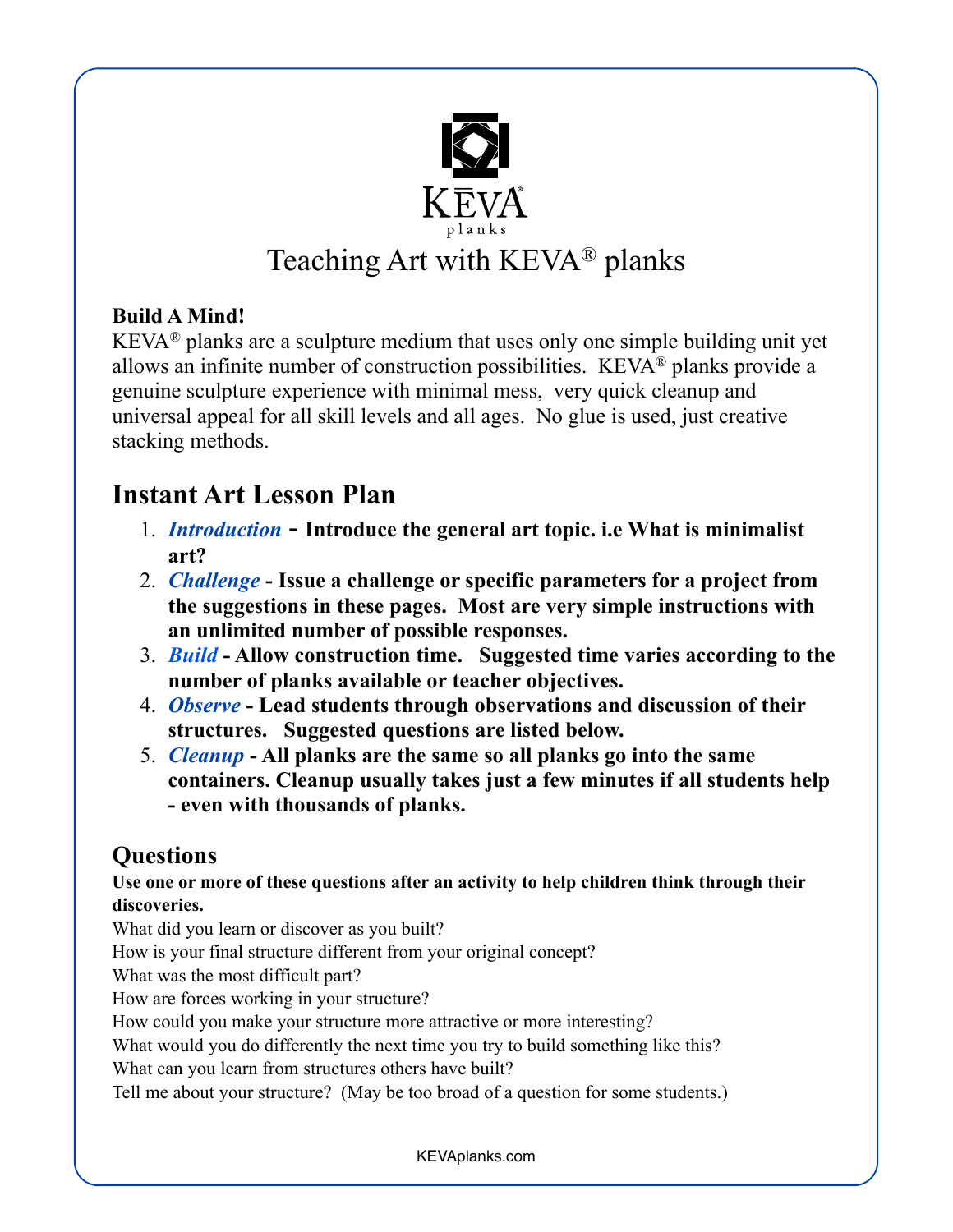KĒVA® planks

# Teaching Art with KEVA® planks

**Build A Mind!**

KEVA® planks are a sculpture medium that uses only one simple building unit yet allows an infinite number of construction possibilities. KEVA® planks provide a genuine sculpture experience with minimal mess, very quick cleanup and universal appeal for all skill levels and all ages. No glue is used, just creative stacking methods.

## Instant Art Lesson Plan

1. ***Introduction*** **- Introduce the general art topic. i.e What is minimalist art?**
2. ***Challenge*** **- Issue a challenge or specific parameters for a project from the suggestions in these pages. Most are very simple instructions with an unlimited number of possible responses.**
3. ***Build*** **- Allow construction time. Suggested time varies according to the number of planks available or teacher objectives.**
4. ***Observe*** **- Lead students through observations and discussion of their structures. Suggested questions are listed below.**
5. ***Cleanup*** **- All planks are the same so all planks go into the same containers. Cleanup usually takes just a few minutes if all students help - even with thousands of planks.**

### Questions

**Use one or more of these questions after an activity to help children think through their discoveries.**

What did you learn or discover as you built?
How is your final structure different from your original concept?
What was the most difficult part?
How are forces working in your structure?
How could you make your structure more attractive or more interesting?
What would you do differently the next time you try to build something like this?
What can you learn from structures others have built?
Tell me about your structure? (May be too broad of a question for some students.)

KEVAplanks.com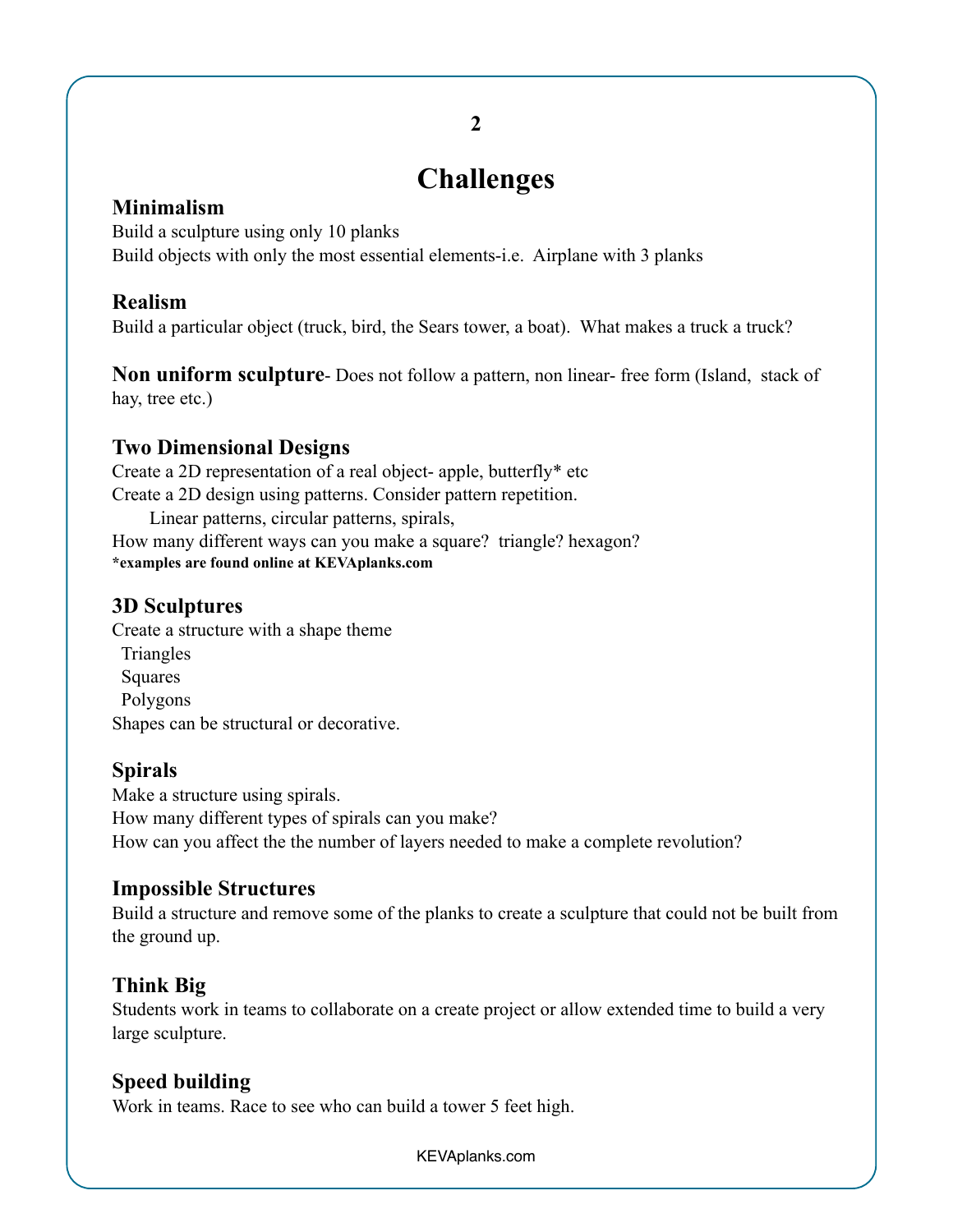# Challenges

### Minimalism

Build a sculpture using only 10 planks
Build objects with only the most essential elements-i.e.  Airplane with 3 planks

### Realism

Build a particular object (truck, bird, the Sears tower, a boat).  What makes a truck a truck?

**Non uniform sculpture**- Does not follow a pattern, non linear- free form (Island,  stack of hay, tree etc.)

### Two Dimensional Designs

Create a 2D representation of a real object- apple, butterfly* etc
Create a 2D design using patterns. Consider pattern repetition.
    Linear patterns, circular patterns, spirals,
How many different ways can you make a square?  triangle? hexagon?
**\*examples are found online at KEVAplanks.com**

### 3D Sculptures

Create a structure with a shape theme
- Triangles
- Squares
- Polygons

Shapes can be structural or decorative.

### Spirals

Make a structure using spirals.
How many different types of spirals can you make?
How can you affect the the number of layers needed to make a complete revolution?

### Impossible Structures

Build a structure and remove some of the planks to create a sculpture that could not be built from the ground up.

### Think Big

Students work in teams to collaborate on a create project or allow extended time to build a very large sculpture.

### Speed building

Work in teams. Race to see who can build a tower 5 feet high.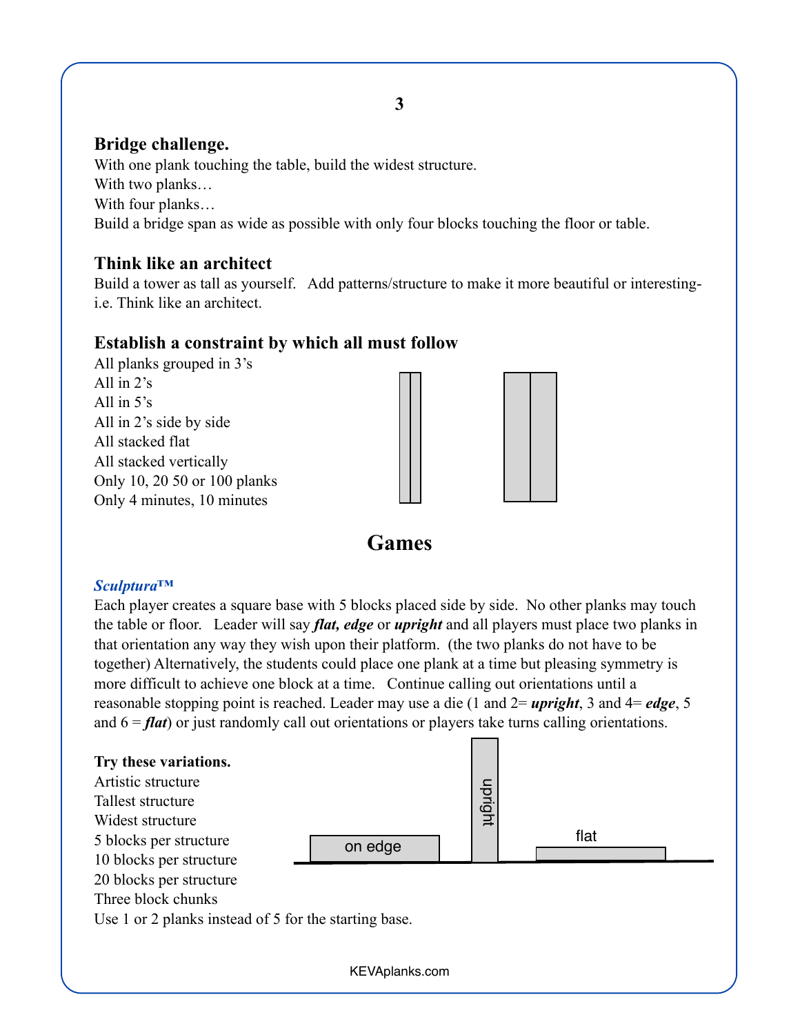**Bridge challenge.**

With one plank touching the table, build the widest structure.
With two planks…
With four planks…
Build a bridge span as wide as possible with only four blocks touching the floor or table.

**Think like an architect**

Build a tower as tall as yourself. Add patterns/structure to make it more beautiful or interesting- i.e. Think like an architect.

**Establish a constraint by which all must follow**

All planks grouped in 3's
All in 2's
All in 5's
All in 2's side by side
All stacked flat
All stacked vertically
Only 10, 20 50 or 100 planks
Only 4 minutes, 10 minutes

## Games

***Sculptura™***

Each player creates a square base with 5 blocks placed side by side. No other planks may touch the table or floor. Leader will say ***flat, edge*** or ***upright*** and all players must place two planks in that orientation any way they wish upon their platform. (the two planks do not have to be together) Alternatively, the students could place one plank at a time but pleasing symmetry is more difficult to achieve one block at a time. Continue calling out orientations until a reasonable stopping point is reached. Leader may use a die (1 and 2= ***upright***, 3 and 4= ***edge***, 5 and 6 = ***flat***) or just randomly call out orientations or players take turns calling orientations.

**Try these variations.**

Artistic structure
Tallest structure
Widest structure
5 blocks per structure
10 blocks per structure
20 blocks per structure
Three block chunks
Use 1 or 2 planks instead of 5 for the starting base.

on edge upright flat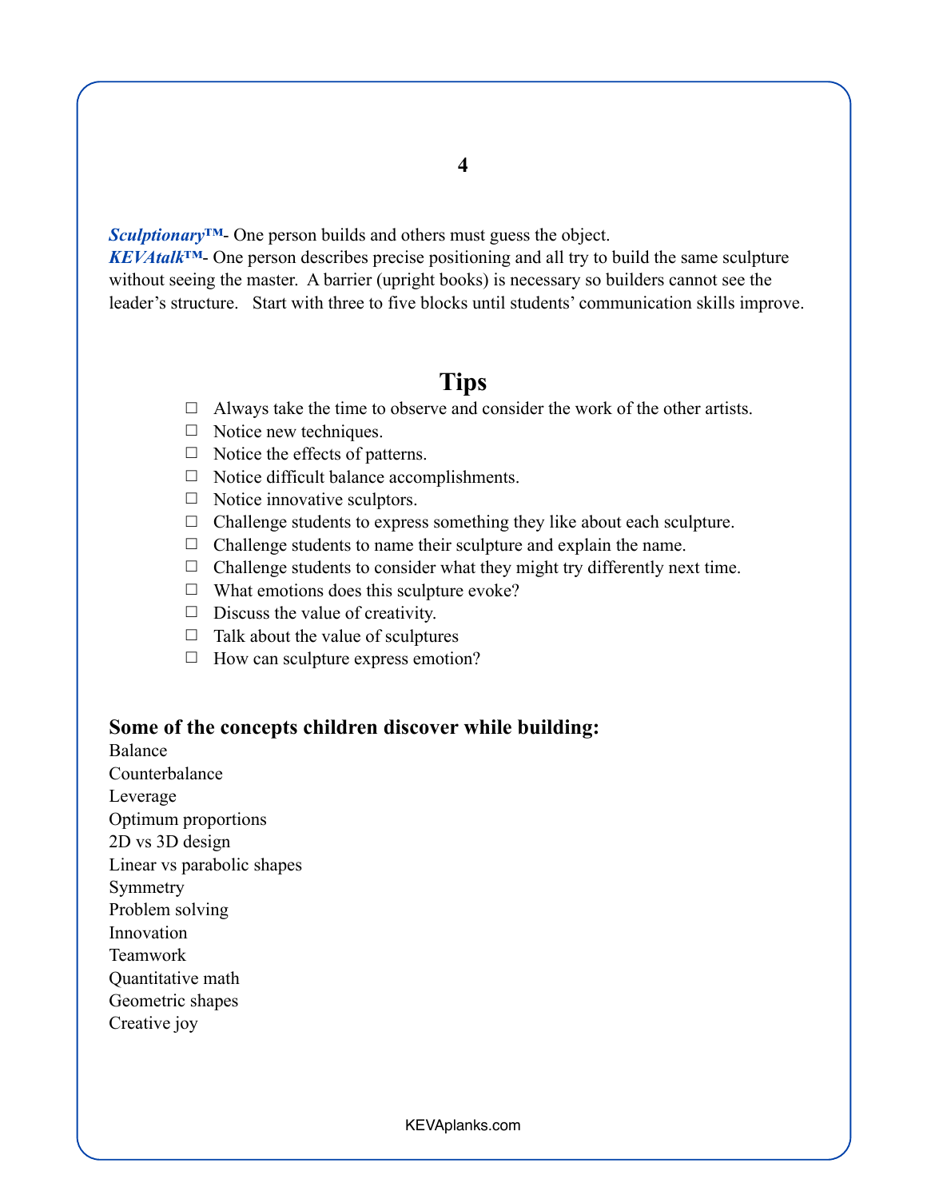***Sculptionary™***- One person builds and others must guess the object.
***KEVAtalk™***- One person describes precise positioning and all try to build the same sculpture without seeing the master. A barrier (upright books) is necessary so builders cannot see the leader's structure. Start with three to five blocks until students' communication skills improve.

## Tips

- ☐ Always take the time to observe and consider the work of the other artists.
- ☐ Notice new techniques.
- ☐ Notice the effects of patterns.
- ☐ Notice difficult balance accomplishments.
- ☐ Notice innovative sculptors.
- ☐ Challenge students to express something they like about each sculpture.
- ☐ Challenge students to name their sculpture and explain the name.
- ☐ Challenge students to consider what they might try differently next time.
- ☐ What emotions does this sculpture evoke?
- ☐ Discuss the value of creativity.
- ☐ Talk about the value of sculptures
- ☐ How can sculpture express emotion?

### Some of the concepts children discover while building:

Balance
Counterbalance
Leverage
Optimum proportions
2D vs 3D design
Linear vs parabolic shapes
Symmetry
Problem solving
Innovation
Teamwork
Quantitative math
Geometric shapes
Creative joy